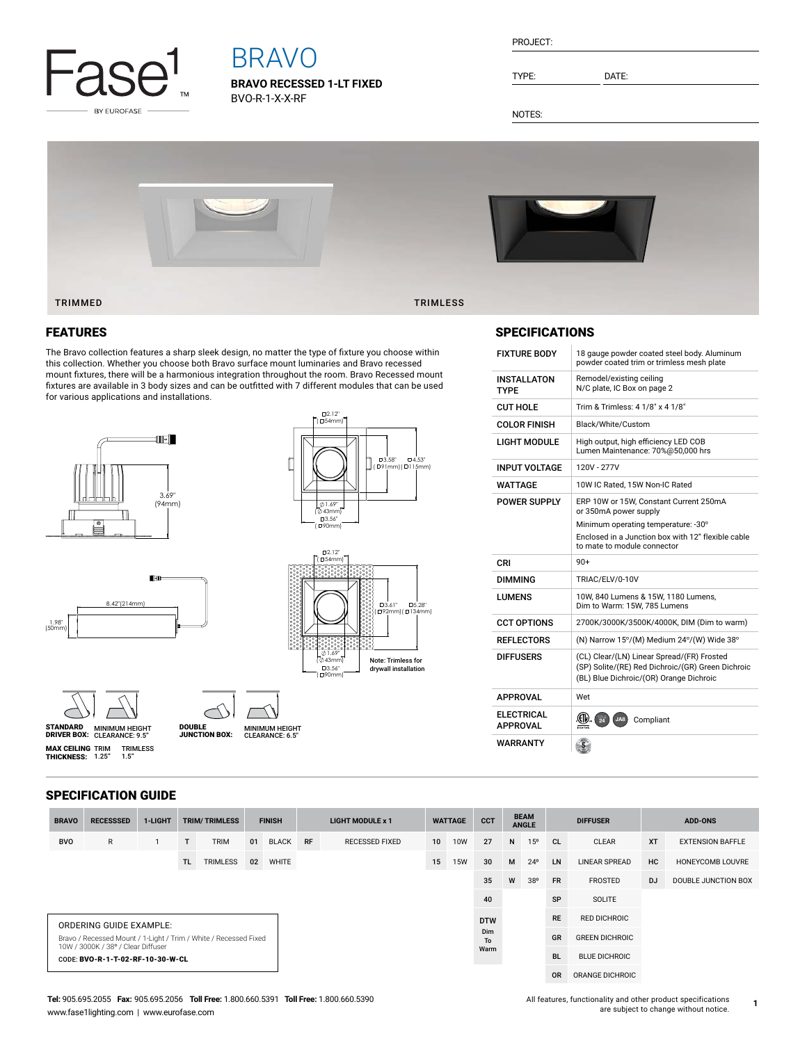# Fase1 BY EUROFASE

# BRAVO

**BRAVO RECESSED 1-LT FIXED**
BVO-R-1-X-X-RF

PROJECT:

TYPE: DATE:

NOTES:

TRIMMED

TRIMLESS

## FEATURES

The Bravo collection features a sharp sleek design, no matter the type of fixture you choose within this collection. Whether you choose both Bravo surface mount luminaries and Bravo recessed mount fixtures, there will be a harmonious integration throughout the room. Bravo Recessed mount fixtures are available in 3 body sizes and can be outfitted with 7 different modules that can be used for various applications and installations.

3.69" (94mm)

□2.12" (□54mm)

□3.58" (□91mm) | □4.53" (□115mm)

∅1.69" (∅43mm)

□3.56" (□90mm)

8.42"(214mm)

1.98" (50mm)

□2.12" (□54mm)

□3.61" (□92mm) | □5.28" (□134mm)

∅1.69" (∅43mm)

□3.56" (□90mm)

Note: Trimless for drywall installation

**STANDARD DRIVER BOX:** MINIMUM HEIGHT CLEARANCE: 9.5"

**DOUBLE JUNCTION BOX:** MINIMUM HEIGHT CLEARANCE: 6.5"

**MAX CEILING THICKNESS:** TRIM 1.25" TRIMLESS 1.5"

## SPECIFICATIONS

| | |
|---|---|
| **FIXTURE BODY** | 18 gauge powder coated steel body. Aluminum powder coated trim or trimless mesh plate |
| **INSTALLATON TYPE** | Remodel/existing ceiling N/C plate, IC Box on page 2 |
| **CUT HOLE** | Trim & Trimless: 4 1/8" x 4 1/8" |
| **COLOR FINISH** | Black/White/Custom |
| **LIGHT MODULE** | High output, high efficiency LED COB Lumen Maintenance: 70%@50,000 hrs |
| **INPUT VOLTAGE** | 120V - 277V |
| **WATTAGE** | 10W IC Rated, 15W Non-IC Rated |
| **POWER SUPPLY** | ERP 10W or 15W, Constant Current 250mA or 350mA power supply<br>Minimum operating temperature: -30°<br>Enclosed in a Junction box with 12" flexible cable to mate to module connector |
| **CRI** | 90+ |
| **DIMMING** | TRIAC/ELV/0-10V |
| **LUMENS** | 10W, 840 Lumens & 15W, 1180 Lumens, Dim to Warm: 15W, 785 Lumens |
| **CCT OPTIONS** | 2700K/3000K/3500K/4000K, DIM (Dim to warm) |
| **REFLECTORS** | (N) Narrow 15°/(M) Medium 24°/(W) Wide 38° |
| **DIFFUSERS** | (CL) Clear/(LN) Linear Spread/(FR) Frosted (SP) Solite/(RE) Red Dichroic/(GR) Green Dichroic (BL) Blue Dichroic/(OR) Orange Dichroic |
| **APPROVAL** | Wet |
| **ELECTRICAL APPROVAL** | ETL, 24, JA8 Compliant |
| **WARRANTY** | 5 |

## SPECIFICATION GUIDE

| BRAVO | RECESSSED | 1-LIGHT | TRIM/ TRIMLESS | | FINISH | | LIGHT MODULE x 1 | | WATTAGE | | CCT | BEAM ANGLE | | DIFFUSER | | ADD-ONS | |
|---|---|---|---|---|---|---|---|---|---|---|---|---|---|---|---|---|---|
| BVO | R | 1 | T | TRIM | 01 | BLACK | RF | RECESSED FIXED | 10 | 10W | 27 | N | 15º | CL | CLEAR | XT | EXTENSION BAFFLE |
| | | | TL | TRIMLESS | 02 | WHITE | | | 15 | 15W | 30 | M | 24º | LN | LINEAR SPREAD | HC | HONEYCOMB LOUVRE |
| | | | | | | | | | | | 35 | W | 38º | FR | FROSTED | DJ | DOUBLE JUNCTION BOX |
| | | | | | | | | | | | 40 | | | SP | SOLITE | | |
| | | | | | | | | | | | DTW Dim To Warm | | | RE | RED DICHROIC | | |
| | | | | | | | | | | | | | | GR | GREEN DICHROIC | | |
| | | | | | | | | | | | | | | BL | BLUE DICHROIC | | |
| | | | | | | | | | | | | | | OR | ORANGE DICHROIC | | |

ORDERING GUIDE EXAMPLE:

Bravo / Recessed Mount / 1-Light / Trim / White / Recessed Fixed 10W / 3000K / 38° / Clear Diffuser

CODE: **BVO-R-1-T-02-RF-10-30-W-CL**

**Tel:** 905.695.2055 **Fax:** 905.695.2056 **Toll Free:** 1.800.660.5391 **Toll Free:** 1.800.660.5390
www.fase1lighting.com | www.eurofase.com

All features, functionality and other product specifications are subject to change without notice.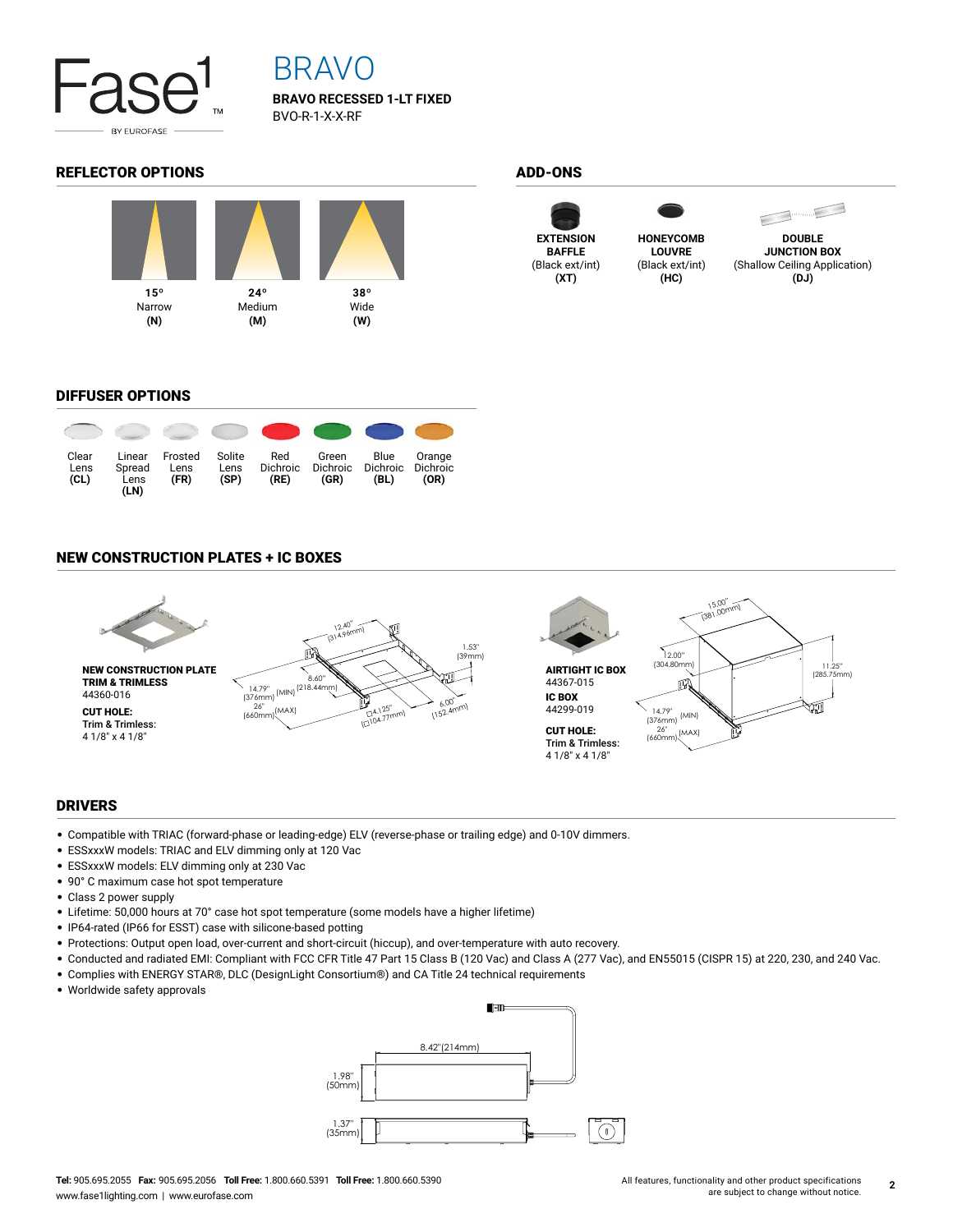# BRAVO

**BRAVO RECESSED 1-LT FIXED**
BVO-R-1-X-X-RF

## REFLECTOR OPTIONS

| 15° Narrow **(N)** | 24° Medium **(M)** | 38° Wide **(W)** |
|---|---|---|

## ADD-ONS

| **EXTENSION BAFFLE** (Black ext/int) **(XT)** | **HONEYCOMB LOUVRE** (Black ext/int) **(HC)** | **DOUBLE JUNCTION BOX** (Shallow Ceiling Application) **(DJ)** |
|---|---|---|

## DIFFUSER OPTIONS

| Clear Lens **(CL)** | Linear Spread Lens **(LN)** | Frosted Lens **(FR)** | Solite Lens **(SP)** | Red Dichroic **(RE)** | Green Dichroic **(GR)** | Blue Dichroic **(BL)** | Orange Dichroic **(OR)** |
|---|---|---|---|---|---|---|---|

## NEW CONSTRUCTION PLATES + IC BOXES

**NEW CONSTRUCTION PLATE TRIM & TRIMLESS**
44360-016

**CUT HOLE:**
Trim & Trimless:
4 1/8" x 4 1/8"

12.40" (314.96mm); 1.53" (39mm); 8.60" (218.44mm); 14.79" (376mm) (MIN); 26" (660mm) (MAX); □4.125" (□104.77mm); 6.00" (152.4mm)

**AIRTIGHT IC BOX**
44367-015

**IC BOX**
44299-019

**CUT HOLE:**
Trim & Trimless:
4 1/8" x 4 1/8"

15.00" (381.00mm); 12.00" (304.80mm); 11.25" (285.75mm); 14.79" (376mm) (MIN); 26" (660mm) (MAX)

## DRIVERS

- Compatible with TRIAC (forward-phase or leading-edge) ELV (reverse-phase or trailing edge) and 0-10V dimmers.
- ESSxxxW models: TRIAC and ELV dimming only at 120 Vac
- ESSxxxW models: ELV dimming only at 230 Vac
- 90° C maximum case hot spot temperature
- Class 2 power supply
- Lifetime: 50,000 hours at 70° case hot spot temperature (some models have a higher lifetime)
- IP64-rated (IP66 for ESST) case with silicone-based potting
- Protections: Output open load, over-current and short-circuit (hiccup), and over-temperature with auto recovery.
- Conducted and radiated EMI: Compliant with FCC CFR Title 47 Part 15 Class B (120 Vac) and Class A (277 Vac), and EN55015 (CISPR 15) at 220, 230, and 240 Vac.
- Complies with ENERGY STAR®, DLC (DesignLight Consortium®) and CA Title 24 technical requirements
- Worldwide safety approvals

8.42" (214mm); 1.98" (50mm); 1.37" (35mm)

**Tel:** 905.695.2055 **Fax:** 905.695.2056 **Toll Free:** 1.800.660.5391 **Toll Free:** 1.800.660.5390
www.fase1lighting.com | www.eurofase.com

All features, functionality and other product specifications are subject to change without notice.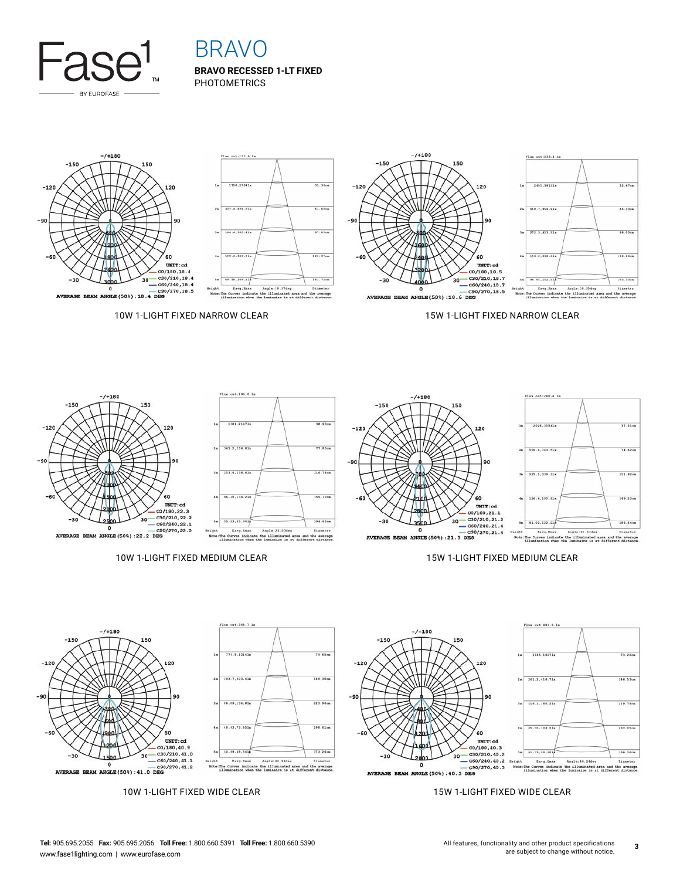# BRAVO

**BRAVO RECESSED 1-LT FIXED**
PHOTOMETRICS

-/+180
-150
150
-120
120
-90
90
-60
60
-30
30
0
600
1200
1800
2400
3000
UNIT:cd
C0/180,18.4
C30/210,18.4
C60/240,18.4
C90/270,18.5
AVERAGE BEAM ANGLE(50%):18.4 DEG

Flux out:170.9 lm

1m 1750.27641x 31.34cm
2m 437.4,476.01x 62.65cm
3m 194.4,300.41x 97.03cm
4m 109.3,169.01x 125.37cm
5m 69.98,108.21x 161.72cm
Height Eavg,Emax Angle:18.17deg Diameter
Note:The Curves indicate the illuminated area and the average illumination when the luminaire is at different distance.

10W 1-LIGHT FIXED NARROW CLEAR

-/+180
-150
150
-120
120
-90
90
-60
60
-30
30
0
800
1600
2400
3200
4000
UNIT:cd
C0/180,18.5
C30/210,18.7
C60/240,18.7
C90/270,18.5
AVERAGE BEAM ANGLE(50%):18.6 DEG

Flux out:239.4 lm

1m 2451.38111x 32.67cm
2m 612.7,952.91x 65.33cm
3m 272.3,423.51x 98.00cm
4m 153.2,238.21x 130.66cm
5m 98.04,152.51x 163.33cm
Height Eavg,Emax Angle:18.55deg Diameter
Note:The Curves indicate the illuminated area and the average illumination when the luminaire is at different distance.

15W 1-LIGHT FIXED NARROW CLEAR

-/+180
-150
150
-120
120
-90
90
-60
60
-30
30
0
500
1000
1500
2000
2500
UNIT:cd
C0/180,22.3
C30/210,22.2
C60/240,22.1
C90/270,22.0
AVERAGE BEAM ANGLE(50%):22.2 DEG

Flux out:196.0 lm

1m 1381.21471x 38.93cm
2m 345.2,136.81x 77.85cm
3m 153.4,138.61x 116.78cm
4m 86.30,134.21x 155.70cm
5m 55.23,85.901x 194.63cm
Height Eavg,Emax Angle:22.03deg Diameter
Note:The Curves indicate the illuminated area and the average illumination when the luminaire is at different distance.

10W 1-LIGHT FIXED MEDIUM CLEAR

-/+180
-150
150
-120
120
-90
90
-60
60
-30
30
0
700
1400
2100
2800
3500
UNIT:cd
C0/180,21.1
C30/210,21.2
C60/240,21.4
C90/270,21.4
AVERAGE BEAM ANGLE(50%):21.3 DEG

Flux out:260.4 lm

1m 2026.30541x 37.31cm
2m 506.4,763.51x 74.62cm
3m 225.1,339.31x 111.92cm
4m 126.6,190.91x 149.23cm
5m 81.02,122.21x 186.54cm
Height Eavg,Emax Angle:21.11deg Diameter
Note:The Curves indicate the illuminated area and the average illumination when the luminaire is at different distance.

15W 1-LIGHT FIXED MEDIUM CLEAR

-/+180
-150
150
-120
120
-90
90
-60
60
-30
30
0
300
600
900
1200
1500
UNIT:cd
C0/180,40.9
C30/210,41.0
C60/240,41.1
C90/270,41.2
AVERAGE BEAM ANGLE(50%):41.0 DEG

Flux out:350.7 lm

1m 774.8,12141x 74.65cm
2m 193.7,303.41x 149.30cm
3m 86.09,134.81x 223.96cm
4m 48.43,75.851x 298.61cm
5m 30.99,48.541x 373.26cm
Height Eavg,Emax Angle:40.94deg Diameter
Note:The Curves indicate the illuminated area and the average illumination when the luminaire is at different distance.

10W 1-LIGHT FIXED WIDE CLEAR

-/+180
-150
150
-120
120
-90
90
-60
60
-30
30
0
400
800
1200
1600
2000
UNIT:cd
C0/180,40.3
C30/210,40.2
C60/240,40.2
C90/270,40.3
AVERAGE BEAM ANGLE(50%):40.3 DEG

Flux out:481.6 lm

1m 1045.16471x 73.26cm
2m 261.2,416.71x 146.53cm
3m 116.1,185.21x 219.79cm
4m 65.30,104.01x 293.05cm
5m 41.79,66.681x 366.32cm
Height Eavg,Emax Angle:40.24deg Diameter
Note:The Curves indicate the illuminated area and the average illumination when the luminaire is at different distance.

15W 1-LIGHT FIXED WIDE CLEAR

**Tel:** 905.695.2055 **Fax:** 905.695.2056 **Toll Free:** 1.800.660.5391 **Toll Free:** 1.800.660.5390
www.fase1lighting.com | www.eurofase.com

All features, functionality and other product specifications are subject to change without notice.